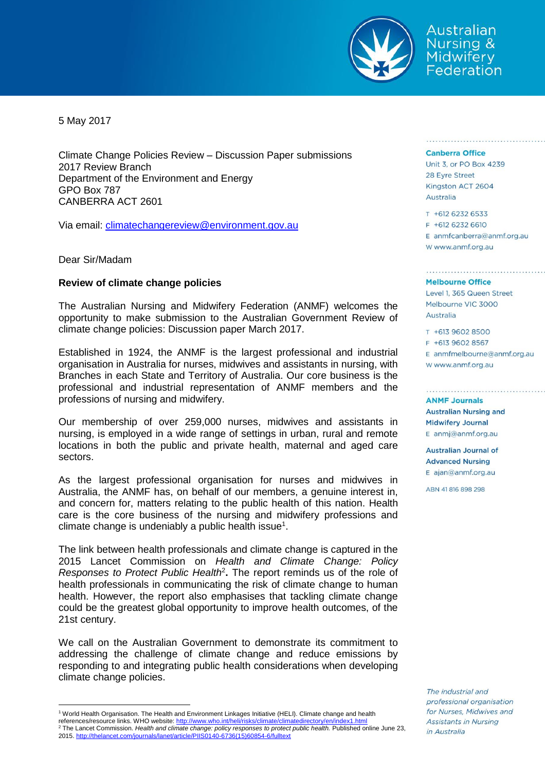Australian Nursing & Midwifery Federation

5 May 2017

Climate Change Policies Review – Discussion Paper submissions
2017 Review Branch
Department of the Environment and Energy
GPO Box 787
CANBERRA ACT 2601

Via email: climatechangereview@environment.gov.au

Dear Sir/Madam

**Review of climate change policies**

The Australian Nursing and Midwifery Federation (ANMF) welcomes the opportunity to make submission to the Australian Government Review of climate change policies: Discussion paper March 2017.

Established in 1924, the ANMF is the largest professional and industrial organisation in Australia for nurses, midwives and assistants in nursing, with Branches in each State and Territory of Australia. Our core business is the professional and industrial representation of ANMF members and the professions of nursing and midwifery.

Our membership of over 259,000 nurses, midwives and assistants in nursing, is employed in a wide range of settings in urban, rural and remote locations in both the public and private health, maternal and aged care sectors.

As the largest professional organisation for nurses and midwives in Australia, the ANMF has, on behalf of our members, a genuine interest in, and concern for, matters relating to the public health of this nation. Health care is the core business of the nursing and midwifery professions and climate change is undeniably a public health issue[1].

The link between health professionals and climate change is captured in the 2015 Lancet Commission on *Health and Climate Change: Policy Responses to Protect Public Health*[2]**.** The report reminds us of the role of health professionals in communicating the risk of climate change to human health. However, the report also emphasises that tackling climate change could be the greatest global opportunity to improve health outcomes, of the 21st century.

We call on the Australian Government to demonstrate its commitment to addressing the challenge of climate change and reduce emissions by responding to and integrating public health considerations when developing climate change policies.

---

[1] World Health Organisation. The Health and Environment Linkages Initiative (HELI). Climate change and health references/resource links. WHO website: http://www.who.int/heli/risks/climate/climatedirectory/en/index1.html

[2] The Lancet Commission. *Health and climate change: policy responses to protect public health.* Published online June 23, 2015. http://thelancet.com/journals/lanet/article/PIIS0140-6736(15)60854-6/fulltext

**Canberra Office**
Unit 3, or PO Box 4239
28 Eyre Street
Kingston ACT 2604
Australia

T +612 6232 6533
F +612 6232 6610
E anmfcanberra@anmf.org.au
W www.anmf.org.au

**Melbourne Office**
Level 1, 365 Queen Street
Melbourne VIC 3000
Australia

T +613 9602 8500
F +613 9602 8567
E anmfmelbourne@anmf.org.au
W www.anmf.org.au

**ANMF Journals**

**Australian Nursing and Midwifery Journal**
E anmj@anmf.org.au

**Australian Journal of Advanced Nursing**
E ajan@anmf.org.au

ABN 41 816 898 298

*The industrial and professional organisation for Nurses, Midwives and Assistants in Nursing in Australia*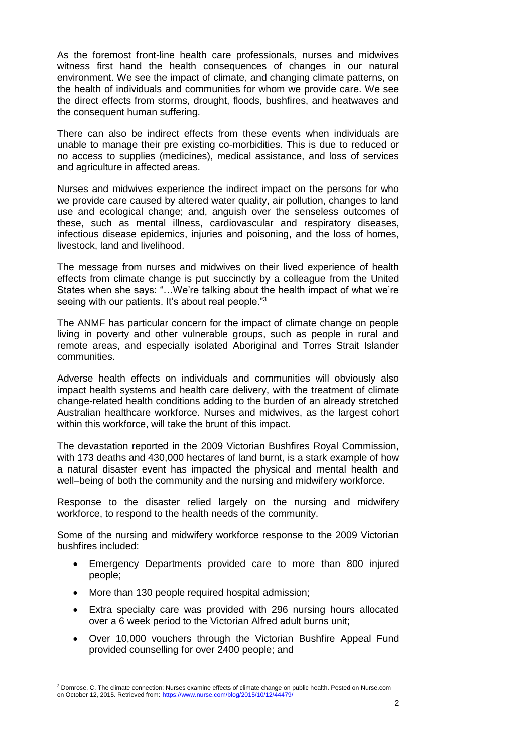As the foremost front-line health care professionals, nurses and midwives witness first hand the health consequences of changes in our natural environment. We see the impact of climate, and changing climate patterns, on the health of individuals and communities for whom we provide care. We see the direct effects from storms, drought, floods, bushfires, and heatwaves and the consequent human suffering.

There can also be indirect effects from these events when individuals are unable to manage their pre existing co-morbidities. This is due to reduced or no access to supplies (medicines), medical assistance, and loss of services and agriculture in affected areas.

Nurses and midwives experience the indirect impact on the persons for who we provide care caused by altered water quality, air pollution, changes to land use and ecological change; and, anguish over the senseless outcomes of these, such as mental illness, cardiovascular and respiratory diseases, infectious disease epidemics, injuries and poisoning, and the loss of homes, livestock, land and livelihood.

The message from nurses and midwives on their lived experience of health effects from climate change is put succinctly by a colleague from the United States when she says: "…We're talking about the health impact of what we're seeing with our patients. It's about real people."[3]

The ANMF has particular concern for the impact of climate change on people living in poverty and other vulnerable groups, such as people in rural and remote areas, and especially isolated Aboriginal and Torres Strait Islander communities.

Adverse health effects on individuals and communities will obviously also impact health systems and health care delivery, with the treatment of climate change-related health conditions adding to the burden of an already stretched Australian healthcare workforce. Nurses and midwives, as the largest cohort within this workforce, will take the brunt of this impact.

The devastation reported in the 2009 Victorian Bushfires Royal Commission, with 173 deaths and 430,000 hectares of land burnt, is a stark example of how a natural disaster event has impacted the physical and mental health and well–being of both the community and the nursing and midwifery workforce.

Response to the disaster relied largely on the nursing and midwifery workforce, to respond to the health needs of the community.

Some of the nursing and midwifery workforce response to the 2009 Victorian bushfires included:

- Emergency Departments provided care to more than 800 injured people;
- More than 130 people required hospital admission;
- Extra specialty care was provided with 296 nursing hours allocated over a 6 week period to the Victorian Alfred adult burns unit;
- Over 10,000 vouchers through the Victorian Bushfire Appeal Fund provided counselling for over 2400 people; and

---

[3] Domrose, C. The climate connection: Nurses examine effects of climate change on public health. Posted on Nurse.com on October 12, 2015. Retrieved from: https://www.nurse.com/blog/2015/10/12/44479/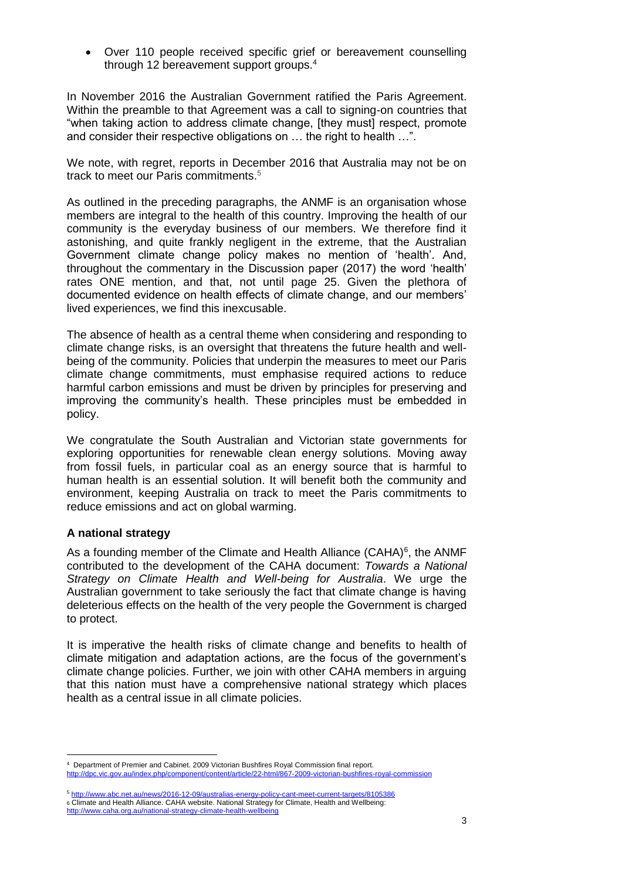- Over 110 people received specific grief or bereavement counselling through 12 bereavement support groups.[4]

In November 2016 the Australian Government ratified the Paris Agreement. Within the preamble to that Agreement was a call to signing-on countries that "when taking action to address climate change, [they must] respect, promote and consider their respective obligations on … the right to health …".

We note, with regret, reports in December 2016 that Australia may not be on track to meet our Paris commitments.[5]

As outlined in the preceding paragraphs, the ANMF is an organisation whose members are integral to the health of this country. Improving the health of our community is the everyday business of our members. We therefore find it astonishing, and quite frankly negligent in the extreme, that the Australian Government climate change policy makes no mention of 'health'. And, throughout the commentary in the Discussion paper (2017) the word 'health' rates ONE mention, and that, not until page 25. Given the plethora of documented evidence on health effects of climate change, and our members' lived experiences, we find this inexcusable.

The absence of health as a central theme when considering and responding to climate change risks, is an oversight that threatens the future health and well-being of the community. Policies that underpin the measures to meet our Paris climate change commitments, must emphasise required actions to reduce harmful carbon emissions and must be driven by principles for preserving and improving the community's health. These principles must be embedded in policy.

We congratulate the South Australian and Victorian state governments for exploring opportunities for renewable clean energy solutions. Moving away from fossil fuels, in particular coal as an energy source that is harmful to human health is an essential solution. It will benefit both the community and environment, keeping Australia on track to meet the Paris commitments to reduce emissions and act on global warming.

### A national strategy

As a founding member of the Climate and Health Alliance (CAHA)[6], the ANMF contributed to the development of the CAHA document: *Towards a National Strategy on Climate Health and Well-being for Australia*. We urge the Australian government to take seriously the fact that climate change is having deleterious effects on the health of the very people the Government is charged to protect.

It is imperative the health risks of climate change and benefits to health of climate mitigation and adaptation actions, are the focus of the government's climate change policies. Further, we join with other CAHA members in arguing that this nation must have a comprehensive national strategy which places health as a central issue in all climate policies.

---

[4] Department of Premier and Cabinet. 2009 Victorian Bushfires Royal Commission final report. http://dpc.vic.gov.au/index.php/component/content/article/22-html/867-2009-victorian-bushfires-royal-commission

[5] http://www.abc.net.au/news/2016-12-09/australias-energy-policy-cant-meet-current-targets/8105386

[6] Climate and Health Alliance. CAHA website. National Strategy for Climate, Health and Wellbeing: http://www.caha.org.au/national-strategy-climate-health-wellbeing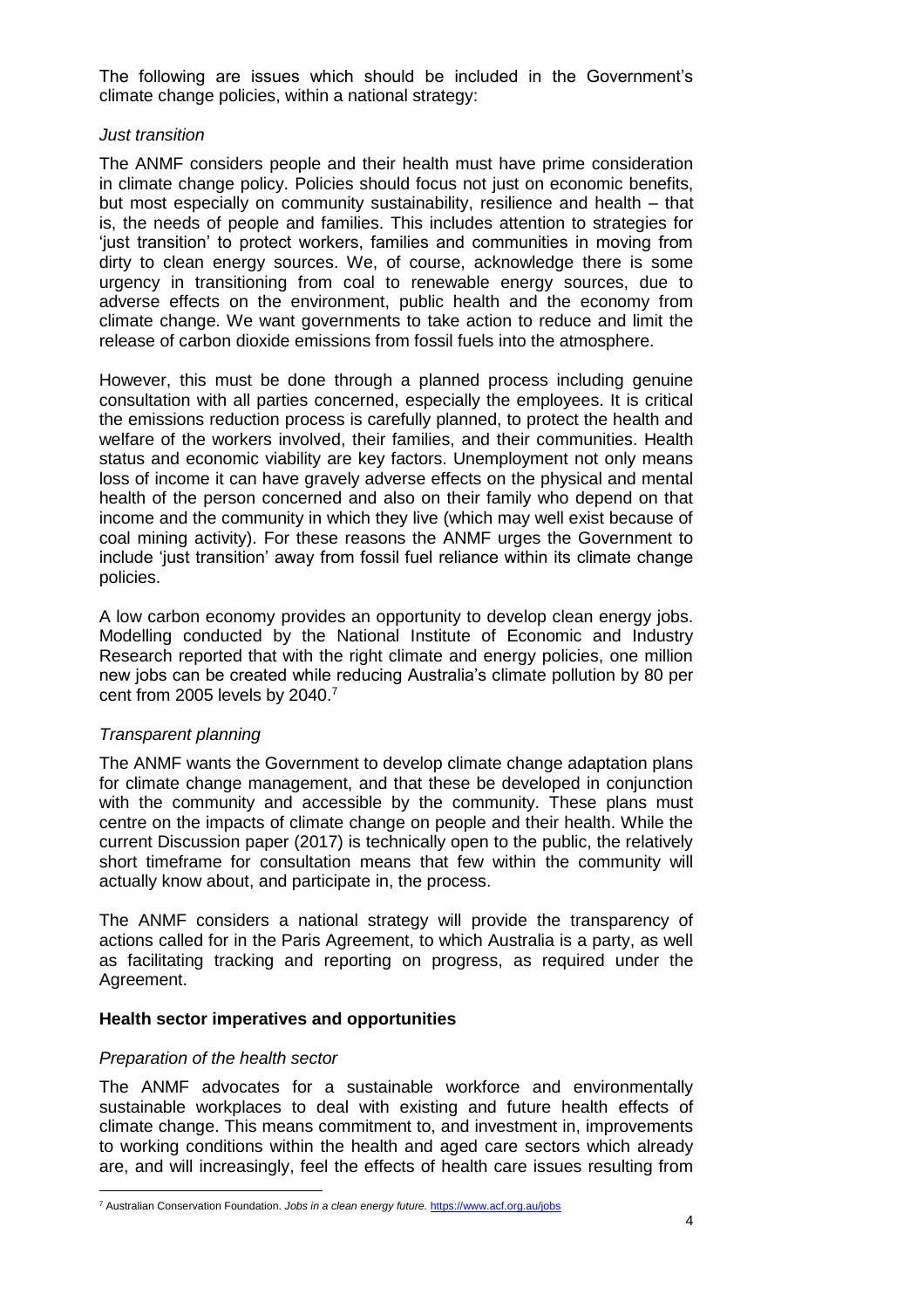The following are issues which should be included in the Government's climate change policies, within a national strategy:

*Just transition*

The ANMF considers people and their health must have prime consideration in climate change policy. Policies should focus not just on economic benefits, but most especially on community sustainability, resilience and health – that is, the needs of people and families. This includes attention to strategies for 'just transition' to protect workers, families and communities in moving from dirty to clean energy sources. We, of course, acknowledge there is some urgency in transitioning from coal to renewable energy sources, due to adverse effects on the environment, public health and the economy from climate change. We want governments to take action to reduce and limit the release of carbon dioxide emissions from fossil fuels into the atmosphere.

However, this must be done through a planned process including genuine consultation with all parties concerned, especially the employees. It is critical the emissions reduction process is carefully planned, to protect the health and welfare of the workers involved, their families, and their communities. Health status and economic viability are key factors. Unemployment not only means loss of income it can have gravely adverse effects on the physical and mental health of the person concerned and also on their family who depend on that income and the community in which they live (which may well exist because of coal mining activity). For these reasons the ANMF urges the Government to include 'just transition' away from fossil fuel reliance within its climate change policies.

A low carbon economy provides an opportunity to develop clean energy jobs. Modelling conducted by the National Institute of Economic and Industry Research reported that with the right climate and energy policies, one million new jobs can be created while reducing Australia's climate pollution by 80 per cent from 2005 levels by 2040.[7]

*Transparent planning*

The ANMF wants the Government to develop climate change adaptation plans for climate change management, and that these be developed in conjunction with the community and accessible by the community. These plans must centre on the impacts of climate change on people and their health. While the current Discussion paper (2017) is technically open to the public, the relatively short timeframe for consultation means that few within the community will actually know about, and participate in, the process.

The ANMF considers a national strategy will provide the transparency of actions called for in the Paris Agreement, to which Australia is a party, as well as facilitating tracking and reporting on progress, as required under the Agreement.

**Health sector imperatives and opportunities**

*Preparation of the health sector*

The ANMF advocates for a sustainable workforce and environmentally sustainable workplaces to deal with existing and future health effects of climate change. This means commitment to, and investment in, improvements to working conditions within the health and aged care sectors which already are, and will increasingly, feel the effects of health care issues resulting from

---

[7] Australian Conservation Foundation. *Jobs in a clean energy future.* https://www.acf.org.au/jobs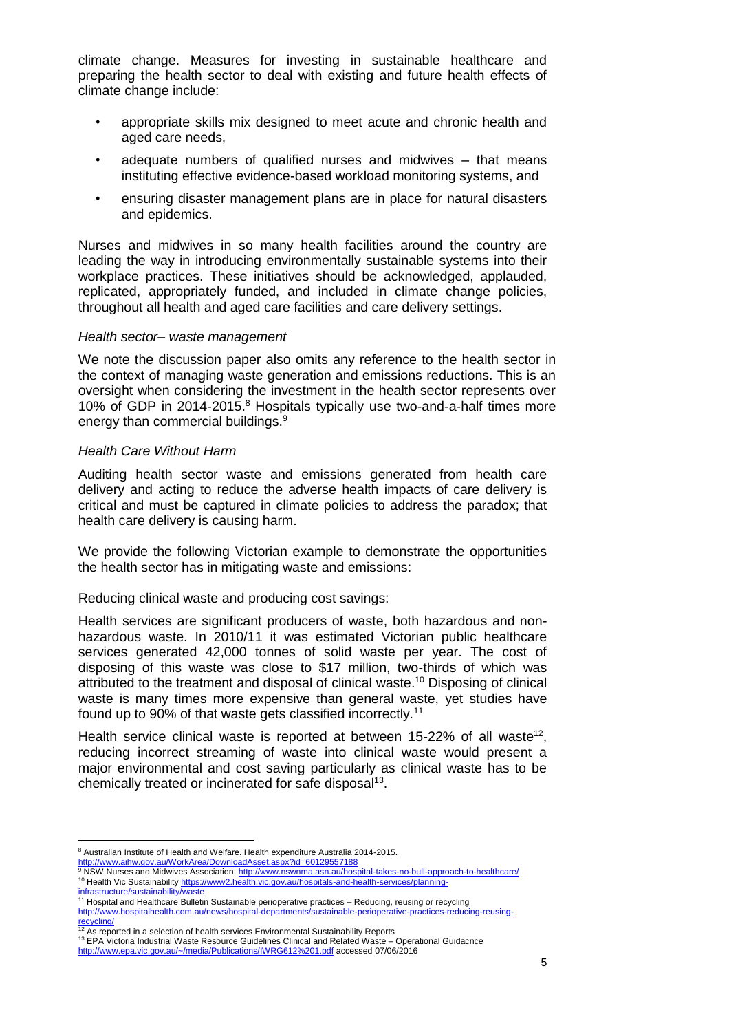climate change. Measures for investing in sustainable healthcare and preparing the health sector to deal with existing and future health effects of climate change include:

- appropriate skills mix designed to meet acute and chronic health and aged care needs,
- adequate numbers of qualified nurses and midwives – that means instituting effective evidence-based workload monitoring systems, and
- ensuring disaster management plans are in place for natural disasters and epidemics.

Nurses and midwives in so many health facilities around the country are leading the way in introducing environmentally sustainable systems into their workplace practices. These initiatives should be acknowledged, applauded, replicated, appropriately funded, and included in climate change policies, throughout all health and aged care facilities and care delivery settings.

*Health sector– waste management*

We note the discussion paper also omits any reference to the health sector in the context of managing waste generation and emissions reductions. This is an oversight when considering the investment in the health sector represents over 10% of GDP in 2014-2015.[8] Hospitals typically use two-and-a-half times more energy than commercial buildings.[9]

*Health Care Without Harm*

Auditing health sector waste and emissions generated from health care delivery and acting to reduce the adverse health impacts of care delivery is critical and must be captured in climate policies to address the paradox; that health care delivery is causing harm.

We provide the following Victorian example to demonstrate the opportunities the health sector has in mitigating waste and emissions:

Reducing clinical waste and producing cost savings:

Health services are significant producers of waste, both hazardous and non-hazardous waste. In 2010/11 it was estimated Victorian public healthcare services generated 42,000 tonnes of solid waste per year. The cost of disposing of this waste was close to $17 million, two-thirds of which was attributed to the treatment and disposal of clinical waste.[10] Disposing of clinical waste is many times more expensive than general waste, yet studies have found up to 90% of that waste gets classified incorrectly.[11]

Health service clinical waste is reported at between 15-22% of all waste[12], reducing incorrect streaming of waste into clinical waste would present a major environmental and cost saving particularly as clinical waste has to be chemically treated or incinerated for safe disposal[13].

---

[8] Australian Institute of Health and Welfare. Health expenditure Australia 2014-2015. http://www.aihw.gov.au/WorkArea/DownloadAsset.aspx?id=60129557188

[9] NSW Nurses and Midwives Association. http://www.nswnma.asn.au/hospital-takes-no-bull-approach-to-healthcare/

[10] Health Vic Sustainability https://www2.health.vic.gov.au/hospitals-and-health-services/planning-infrastructure/sustainability/waste

[11] Hospital and Healthcare Bulletin Sustainable perioperative practices – Reducing, reusing or recycling http://www.hospitalhealth.com.au/news/hospital-departments/sustainable-perioperative-practices-reducing-reusing-recycling/

[12] As reported in a selection of health services Environmental Sustainability Reports

[13] EPA Victoria Industrial Waste Resource Guidelines Clinical and Related Waste – Operational Guidacnce http://www.epa.vic.gov.au/~/media/Publications/IWRG612%201.pdf accessed 07/06/2016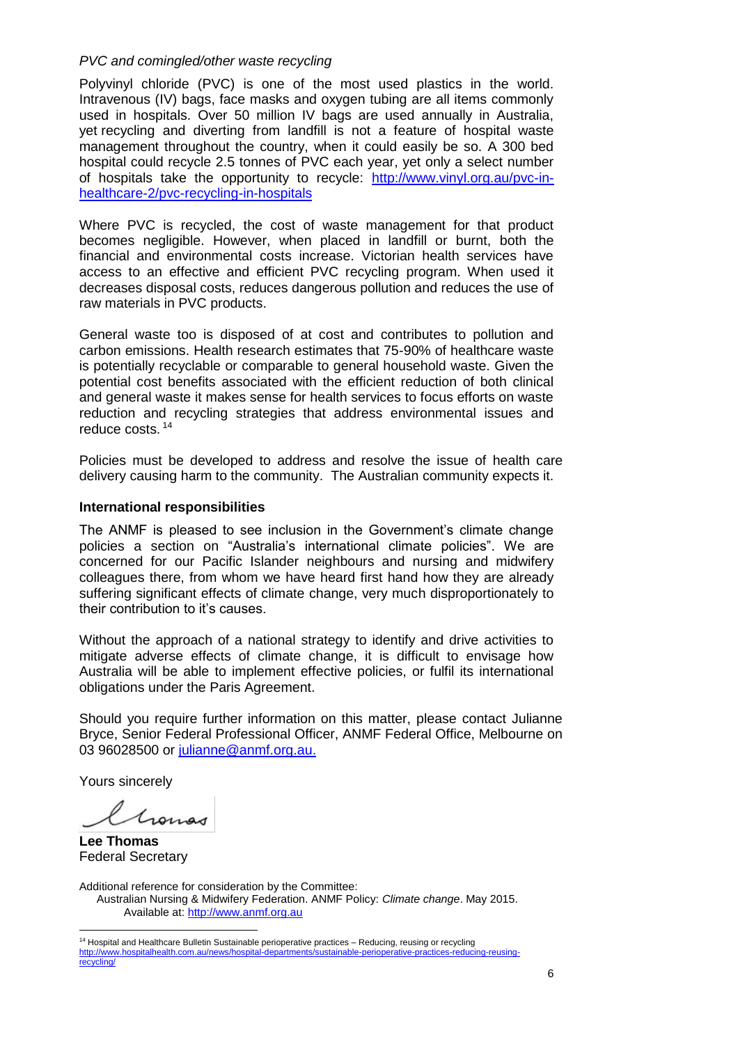*PVC and comingled/other waste recycling*

Polyvinyl chloride (PVC) is one of the most used plastics in the world. Intravenous (IV) bags, face masks and oxygen tubing are all items commonly used in hospitals. Over 50 million IV bags are used annually in Australia, yet recycling and diverting from landfill is not a feature of hospital waste management throughout the country, when it could easily be so. A 300 bed hospital could recycle 2.5 tonnes of PVC each year, yet only a select number of hospitals take the opportunity to recycle: http://www.vinyl.org.au/pvc-in-healthcare-2/pvc-recycling-in-hospitals

Where PVC is recycled, the cost of waste management for that product becomes negligible. However, when placed in landfill or burnt, both the financial and environmental costs increase. Victorian health services have access to an effective and efficient PVC recycling program. When used it decreases disposal costs, reduces dangerous pollution and reduces the use of raw materials in PVC products.

General waste too is disposed of at cost and contributes to pollution and carbon emissions. Health research estimates that 75-90% of healthcare waste is potentially recyclable or comparable to general household waste. Given the potential cost benefits associated with the efficient reduction of both clinical and general waste it makes sense for health services to focus efforts on waste reduction and recycling strategies that address environmental issues and reduce costs. [14]

Policies must be developed to address and resolve the issue of health care delivery causing harm to the community. The Australian community expects it.

**International responsibilities**

The ANMF is pleased to see inclusion in the Government's climate change policies a section on "Australia's international climate policies". We are concerned for our Pacific Islander neighbours and nursing and midwifery colleagues there, from whom we have heard first hand how they are already suffering significant effects of climate change, very much disproportionately to their contribution to it's causes.

Without the approach of a national strategy to identify and drive activities to mitigate adverse effects of climate change, it is difficult to envisage how Australia will be able to implement effective policies, or fulfil its international obligations under the Paris Agreement.

Should you require further information on this matter, please contact Julianne Bryce, Senior Federal Professional Officer, ANMF Federal Office, Melbourne on 03 96028500 or julianne@anmf.org.au.

Yours sincerely

**Lee Thomas**
Federal Secretary

Additional reference for consideration by the Committee:
Australian Nursing & Midwifery Federation. ANMF Policy: *Climate change*. May 2015. Available at: http://www.anmf.org.au

[14] Hospital and Healthcare Bulletin Sustainable perioperative practices – Reducing, reusing or recycling http://www.hospitalhealth.com.au/news/hospital-departments/sustainable-perioperative-practices-reducing-reusing-recycling/